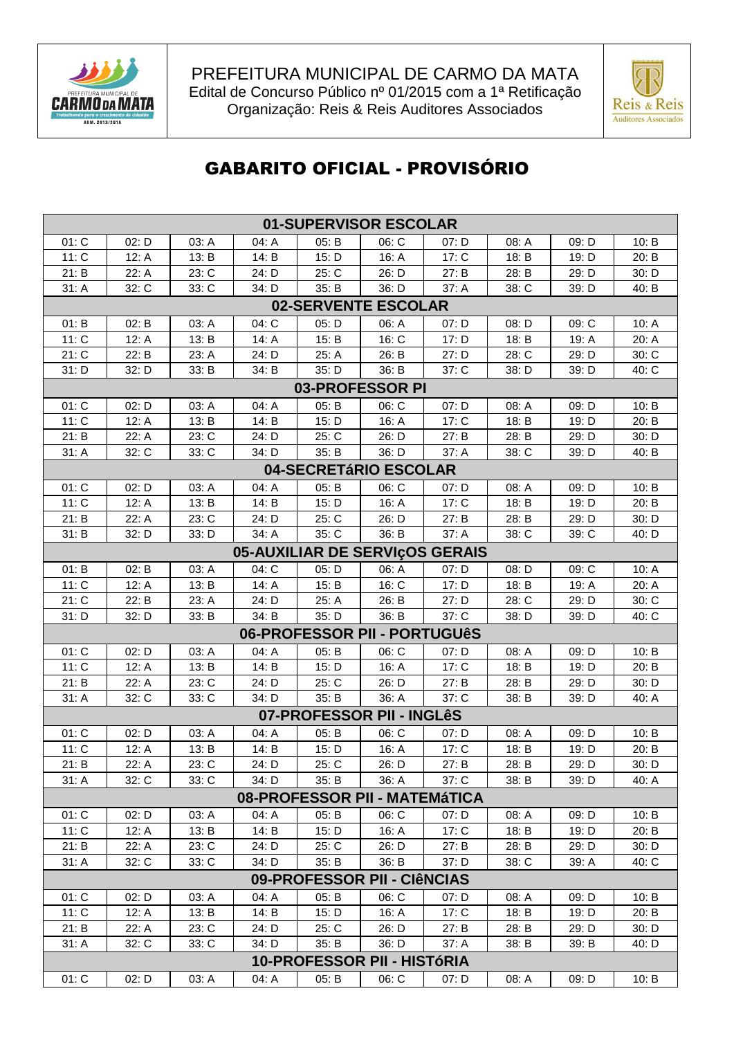PREFEITURA MUNICIPAL DE CARMO DA MATA
Edital de Concurso Público nº 01/2015 com a 1ª Retificação
Organização: Reis & Reis Auditores Associados

# GABARITO OFICIAL - PROVISÓRIO

## 01-SUPERVISOR ESCOLAR

| | | | | | | | | | |
|---|---|---|---|---|---|---|---|---|---|
| 01: C | 02: D | 03: A | 04: A | 05: B | 06: C | 07: D | 08: A | 09: D | 10: B |
| 11: C | 12: A | 13: B | 14: B | 15: D | 16: A | 17: C | 18: B | 19: D | 20: B |
| 21: B | 22: A | 23: C | 24: D | 25: C | 26: D | 27: B | 28: B | 29: D | 30: D |
| 31: A | 32: C | 33: C | 34: D | 35: B | 36: D | 37: A | 38: C | 39: D | 40: B |

## 02-SERVENTE ESCOLAR

| | | | | | | | | | |
|---|---|---|---|---|---|---|---|---|---|
| 01: B | 02: B | 03: A | 04: C | 05: D | 06: A | 07: D | 08: D | 09: C | 10: A |
| 11: C | 12: A | 13: B | 14: A | 15: B | 16: C | 17: D | 18: B | 19: A | 20: A |
| 21: C | 22: B | 23: A | 24: D | 25: A | 26: B | 27: D | 28: C | 29: D | 30: C |
| 31: D | 32: D | 33: B | 34: B | 35: D | 36: B | 37: C | 38: D | 39: D | 40: C |

## 03-PROFESSOR PI

| | | | | | | | | | |
|---|---|---|---|---|---|---|---|---|---|
| 01: C | 02: D | 03: A | 04: A | 05: B | 06: C | 07: D | 08: A | 09: D | 10: B |
| 11: C | 12: A | 13: B | 14: B | 15: D | 16: A | 17: C | 18: B | 19: D | 20: B |
| 21: B | 22: A | 23: C | 24: D | 25: C | 26: D | 27: B | 28: B | 29: D | 30: D |
| 31: A | 32: C | 33: C | 34: D | 35: B | 36: D | 37: A | 38: C | 39: D | 40: B |

## 04-SECRETáRIO ESCOLAR

| | | | | | | | | | |
|---|---|---|---|---|---|---|---|---|---|
| 01: C | 02: D | 03: A | 04: A | 05: B | 06: C | 07: D | 08: A | 09: D | 10: B |
| 11: C | 12: A | 13: B | 14: B | 15: D | 16: A | 17: C | 18: B | 19: D | 20: B |
| 21: B | 22: A | 23: C | 24: D | 25: C | 26: D | 27: B | 28: B | 29: D | 30: D |
| 31: B | 32: D | 33: D | 34: A | 35: C | 36: B | 37: A | 38: C | 39: C | 40: D |

## 05-AUXILIAR DE SERVIçOS GERAIS

| | | | | | | | | | |
|---|---|---|---|---|---|---|---|---|---|
| 01: B | 02: B | 03: A | 04: C | 05: D | 06: A | 07: D | 08: D | 09: C | 10: A |
| 11: C | 12: A | 13: B | 14: A | 15: B | 16: C | 17: D | 18: B | 19: A | 20: A |
| 21: C | 22: B | 23: A | 24: D | 25: A | 26: B | 27: D | 28: C | 29: D | 30: C |
| 31: D | 32: D | 33: B | 34: B | 35: D | 36: B | 37: C | 38: D | 39: D | 40: C |

## 06-PROFESSOR PII - PORTUGUêS

| | | | | | | | | | |
|---|---|---|---|---|---|---|---|---|---|
| 01: C | 02: D | 03: A | 04: A | 05: B | 06: C | 07: D | 08: A | 09: D | 10: B |
| 11: C | 12: A | 13: B | 14: B | 15: D | 16: A | 17: C | 18: B | 19: D | 20: B |
| 21: B | 22: A | 23: C | 24: D | 25: C | 26: D | 27: B | 28: B | 29: D | 30: D |
| 31: A | 32: C | 33: C | 34: D | 35: B | 36: A | 37: C | 38: B | 39: D | 40: A |

## 07-PROFESSOR PII - INGLêS

| | | | | | | | | | |
|---|---|---|---|---|---|---|---|---|---|
| 01: C | 02: D | 03: A | 04: A | 05: B | 06: C | 07: D | 08: A | 09: D | 10: B |
| 11: C | 12: A | 13: B | 14: B | 15: D | 16: A | 17: C | 18: B | 19: D | 20: B |
| 21: B | 22: A | 23: C | 24: D | 25: C | 26: D | 27: B | 28: B | 29: D | 30: D |
| 31: A | 32: C | 33: C | 34: D | 35: B | 36: A | 37: C | 38: B | 39: D | 40: A |

## 08-PROFESSOR PII - MATEMáTICA

| | | | | | | | | | |
|---|---|---|---|---|---|---|---|---|---|
| 01: C | 02: D | 03: A | 04: A | 05: B | 06: C | 07: D | 08: A | 09: D | 10: B |
| 11: C | 12: A | 13: B | 14: B | 15: D | 16: A | 17: C | 18: B | 19: D | 20: B |
| 21: B | 22: A | 23: C | 24: D | 25: C | 26: D | 27: B | 28: B | 29: D | 30: D |
| 31: A | 32: C | 33: C | 34: D | 35: B | 36: B | 37: D | 38: C | 39: A | 40: C |

## 09-PROFESSOR PII - CIêNCIAS

| | | | | | | | | | |
|---|---|---|---|---|---|---|---|---|---|
| 01: C | 02: D | 03: A | 04: A | 05: B | 06: C | 07: D | 08: A | 09: D | 10: B |
| 11: C | 12: A | 13: B | 14: B | 15: D | 16: A | 17: C | 18: B | 19: D | 20: B |
| 21: B | 22: A | 23: C | 24: D | 25: C | 26: D | 27: B | 28: B | 29: D | 30: D |
| 31: A | 32: C | 33: C | 34: D | 35: B | 36: D | 37: A | 38: B | 39: B | 40: D |

## 10-PROFESSOR PII - HISTóRIA

| | | | | | | | | | |
|---|---|---|---|---|---|---|---|---|---|
| 01: C | 02: D | 03: A | 04: A | 05: B | 06: C | 07: D | 08: A | 09: D | 10: B |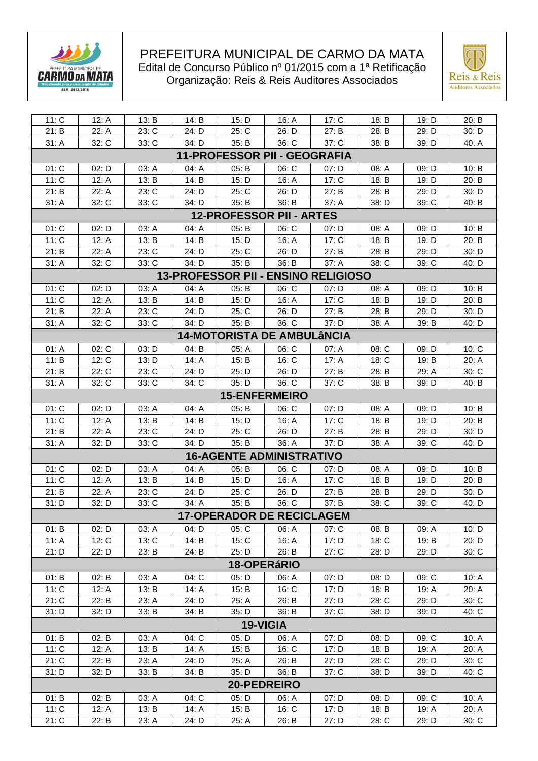PREFEITURA MUNICIPAL DE CARMO DA MATA
Edital de Concurso Público nº 01/2015 com a 1ª Retificação
Organização: Reis & Reis Auditores Associados

| | | | | | | | | | |
|---|---|---|---|---|---|---|---|---|---|
| 11: C | 12: A | 13: B | 14: B | 15: D | 16: A | 17: C | 18: B | 19: D | 20: B |
| 21: B | 22: A | 23: C | 24: D | 25: C | 26: D | 27: B | 28: B | 29: D | 30: D |
| 31: A | 32: C | 33: C | 34: D | 35: B | 36: C | 37: C | 38: B | 39: D | 40: A |
| **11-PROFESSOR PII - GEOGRAFIA** | | | | | | | | | |
| 01: C | 02: D | 03: A | 04: A | 05: B | 06: C | 07: D | 08: A | 09: D | 10: B |
| 11: C | 12: A | 13: B | 14: B | 15: D | 16: A | 17: C | 18: B | 19: D | 20: B |
| 21: B | 22: A | 23: C | 24: D | 25: C | 26: D | 27: B | 28: B | 29: D | 30: D |
| 31: A | 32: C | 33: C | 34: D | 35: B | 36: B | 37: A | 38: D | 39: C | 40: B |
| **12-PROFESSOR PII - ARTES** | | | | | | | | | |
| 01: C | 02: D | 03: A | 04: A | 05: B | 06: C | 07: D | 08: A | 09: D | 10: B |
| 11: C | 12: A | 13: B | 14: B | 15: D | 16: A | 17: C | 18: B | 19: D | 20: B |
| 21: B | 22: A | 23: C | 24: D | 25: C | 26: D | 27: B | 28: B | 29: D | 30: D |
| 31: A | 32: C | 33: C | 34: D | 35: B | 36: B | 37: A | 38: C | 39: C | 40: D |
| **13-PROFESSOR PII - ENSINO RELIGIOSO** | | | | | | | | | |
| 01: C | 02: D | 03: A | 04: A | 05: B | 06: C | 07: D | 08: A | 09: D | 10: B |
| 11: C | 12: A | 13: B | 14: B | 15: D | 16: A | 17: C | 18: B | 19: D | 20: B |
| 21: B | 22: A | 23: C | 24: D | 25: C | 26: D | 27: B | 28: B | 29: D | 30: D |
| 31: A | 32: C | 33: C | 34: D | 35: B | 36: C | 37: D | 38: A | 39: B | 40: D |
| **14-MOTORISTA DE AMBULâNCIA** | | | | | | | | | |
| 01: A | 02: C | 03: D | 04: B | 05: A | 06: C | 07: A | 08: C | 09: D | 10: C |
| 11: B | 12: C | 13: D | 14: A | 15: B | 16: C | 17: A | 18: C | 19: B | 20: A |
| 21: B | 22: C | 23: C | 24: D | 25: D | 26: D | 27: B | 28: B | 29: A | 30: C |
| 31: A | 32: C | 33: C | 34: C | 35: D | 36: C | 37: C | 38: B | 39: D | 40: B |
| **15-ENFERMEIRO** | | | | | | | | | |
| 01: C | 02: D | 03: A | 04: A | 05: B | 06: C | 07: D | 08: A | 09: D | 10: B |
| 11: C | 12: A | 13: B | 14: B | 15: D | 16: A | 17: C | 18: B | 19: D | 20: B |
| 21: B | 22: A | 23: C | 24: D | 25: C | 26: D | 27: B | 28: B | 29: D | 30: D |
| 31: A | 32: D | 33: C | 34: D | 35: B | 36: A | 37: D | 38: A | 39: C | 40: D |
| **16-AGENTE ADMINISTRATIVO** | | | | | | | | | |
| 01: C | 02: D | 03: A | 04: A | 05: B | 06: C | 07: D | 08: A | 09: D | 10: B |
| 11: C | 12: A | 13: B | 14: B | 15: D | 16: A | 17: C | 18: B | 19: D | 20: B |
| 21: B | 22: A | 23: C | 24: D | 25: C | 26: D | 27: B | 28: B | 29: D | 30: D |
| 31: D | 32: D | 33: C | 34: A | 35: B | 36: C | 37: B | 38: C | 39: C | 40: D |
| **17-OPERADOR DE RECICLAGEM** | | | | | | | | | |
| 01: B | 02: D | 03: A | 04: D | 05: C | 06: A | 07: C | 08: B | 09: A | 10: D |
| 11: A | 12: C | 13: C | 14: B | 15: C | 16: A | 17: D | 18: C | 19: B | 20: D |
| 21: D | 22: D | 23: B | 24: B | 25: D | 26: B | 27: C | 28: D | 29: D | 30: C |
| **18-OPERáRIO** | | | | | | | | | |
| 01: B | 02: B | 03: A | 04: C | 05: D | 06: A | 07: D | 08: D | 09: C | 10: A |
| 11: C | 12: A | 13: B | 14: A | 15: B | 16: C | 17: D | 18: B | 19: A | 20: A |
| 21: C | 22: B | 23: A | 24: D | 25: A | 26: B | 27: D | 28: C | 29: D | 30: C |
| 31: D | 32: D | 33: B | 34: B | 35: D | 36: B | 37: C | 38: D | 39: D | 40: C |
| **19-VIGIA** | | | | | | | | | |
| 01: B | 02: B | 03: A | 04: C | 05: D | 06: A | 07: D | 08: D | 09: C | 10: A |
| 11: C | 12: A | 13: B | 14: A | 15: B | 16: C | 17: D | 18: B | 19: A | 20: A |
| 21: C | 22: B | 23: A | 24: D | 25: A | 26: B | 27: D | 28: C | 29: D | 30: C |
| 31: D | 32: D | 33: B | 34: B | 35: D | 36: B | 37: C | 38: D | 39: D | 40: C |
| **20-PEDREIRO** | | | | | | | | | |
| 01: B | 02: B | 03: A | 04: C | 05: D | 06: A | 07: D | 08: D | 09: C | 10: A |
| 11: C | 12: A | 13: B | 14: A | 15: B | 16: C | 17: D | 18: B | 19: A | 20: A |
| 21: C | 22: B | 23: A | 24: D | 25: A | 26: B | 27: D | 28: C | 29: D | 30: C |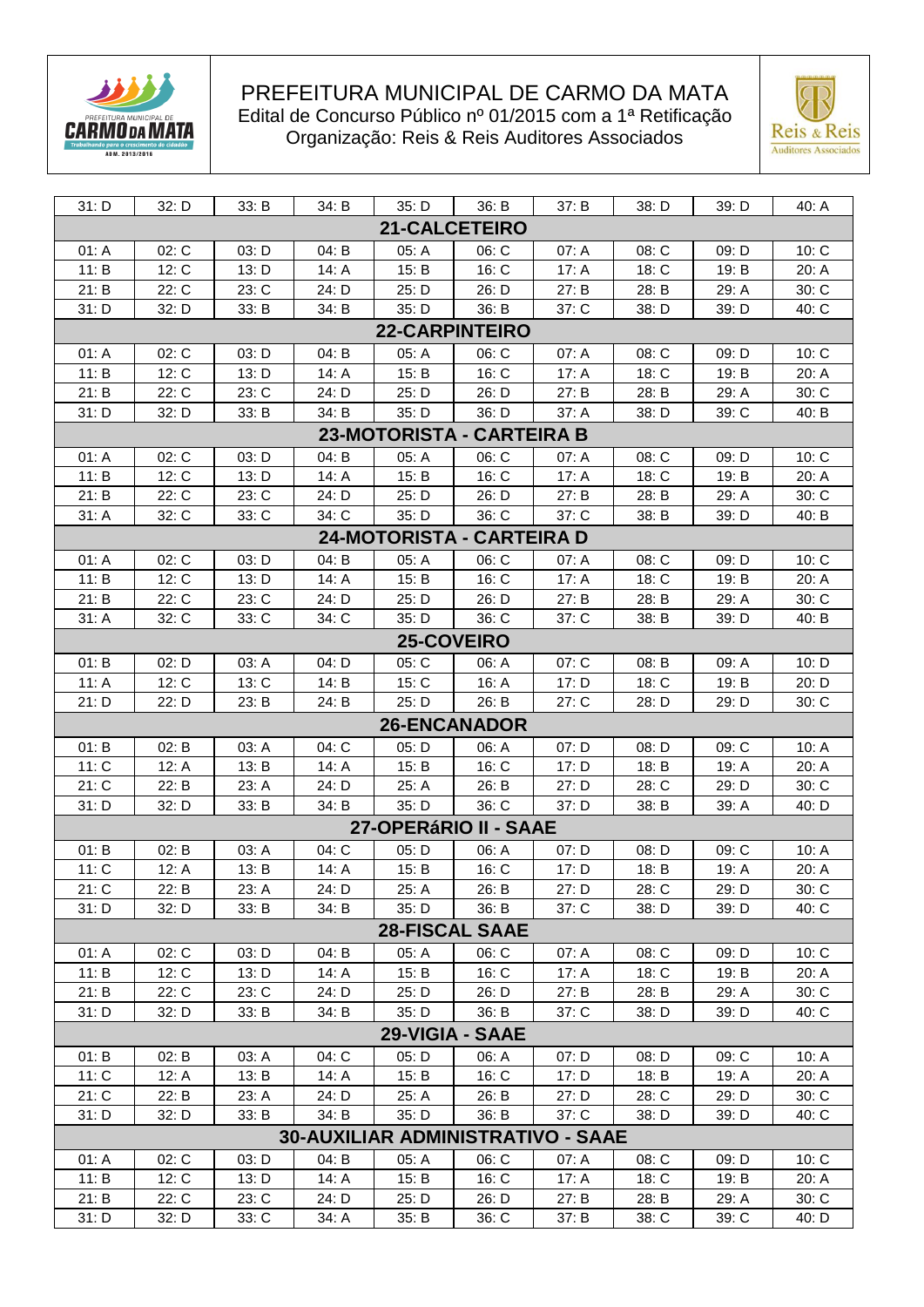# PREFEITURA MUNICIPAL DE CARMO DA MATA

Edital de Concurso Público nº 01/2015 com a 1ª Retificação
Organização: Reis & Reis Auditores Associados

| | | | | | | | | | |
|---|---|---|---|---|---|---|---|---|---|
| 31: D | 32: D | 33: B | 34: B | 35: D | 36: B | 37: B | 38: D | 39: D | 40: A |
| **21-CALCETEIRO** | | | | | | | | | |
| 01: A | 02: C | 03: D | 04: B | 05: A | 06: C | 07: A | 08: C | 09: D | 10: C |
| 11: B | 12: C | 13: D | 14: A | 15: B | 16: C | 17: A | 18: C | 19: B | 20: A |
| 21: B | 22: C | 23: C | 24: D | 25: D | 26: D | 27: B | 28: B | 29: A | 30: C |
| 31: D | 32: D | 33: B | 34: B | 35: D | 36: B | 37: C | 38: D | 39: D | 40: C |
| **22-CARPINTEIRO** | | | | | | | | | |
| 01: A | 02: C | 03: D | 04: B | 05: A | 06: C | 07: A | 08: C | 09: D | 10: C |
| 11: B | 12: C | 13: D | 14: A | 15: B | 16: C | 17: A | 18: C | 19: B | 20: A |
| 21: B | 22: C | 23: C | 24: D | 25: D | 26: D | 27: B | 28: B | 29: A | 30: C |
| 31: D | 32: D | 33: B | 34: B | 35: D | 36: D | 37: A | 38: D | 39: C | 40: B |
| **23-MOTORISTA - CARTEIRA B** | | | | | | | | | |
| 01: A | 02: C | 03: D | 04: B | 05: A | 06: C | 07: A | 08: C | 09: D | 10: C |
| 11: B | 12: C | 13: D | 14: A | 15: B | 16: C | 17: A | 18: C | 19: B | 20: A |
| 21: B | 22: C | 23: C | 24: D | 25: D | 26: D | 27: B | 28: B | 29: A | 30: C |
| 31: A | 32: C | 33: C | 34: C | 35: D | 36: C | 37: C | 38: B | 39: D | 40: B |
| **24-MOTORISTA - CARTEIRA D** | | | | | | | | | |
| 01: A | 02: C | 03: D | 04: B | 05: A | 06: C | 07: A | 08: C | 09: D | 10: C |
| 11: B | 12: C | 13: D | 14: A | 15: B | 16: C | 17: A | 18: C | 19: B | 20: A |
| 21: B | 22: C | 23: C | 24: D | 25: D | 26: D | 27: B | 28: B | 29: A | 30: C |
| 31: A | 32: C | 33: C | 34: C | 35: D | 36: C | 37: C | 38: B | 39: D | 40: B |
| **25-COVEIRO** | | | | | | | | | |
| 01: B | 02: D | 03: A | 04: D | 05: C | 06: A | 07: C | 08: B | 09: A | 10: D |
| 11: A | 12: C | 13: C | 14: B | 15: C | 16: A | 17: D | 18: C | 19: B | 20: D |
| 21: D | 22: D | 23: B | 24: B | 25: D | 26: B | 27: C | 28: D | 29: D | 30: C |
| **26-ENCANADOR** | | | | | | | | | |
| 01: B | 02: B | 03: A | 04: C | 05: D | 06: A | 07: D | 08: D | 09: C | 10: A |
| 11: C | 12: A | 13: B | 14: A | 15: B | 16: C | 17: D | 18: B | 19: A | 20: A |
| 21: C | 22: B | 23: A | 24: D | 25: A | 26: B | 27: D | 28: C | 29: D | 30: C |
| 31: D | 32: D | 33: B | 34: B | 35: D | 36: C | 37: D | 38: B | 39: A | 40: D |
| **27-OPERáRIO II - SAAE** | | | | | | | | | |
| 01: B | 02: B | 03: A | 04: C | 05: D | 06: A | 07: D | 08: D | 09: C | 10: A |
| 11: C | 12: A | 13: B | 14: A | 15: B | 16: C | 17: D | 18: B | 19: A | 20: A |
| 21: C | 22: B | 23: A | 24: D | 25: A | 26: B | 27: D | 28: C | 29: D | 30: C |
| 31: D | 32: D | 33: B | 34: B | 35: D | 36: B | 37: C | 38: D | 39: D | 40: C |
| **28-FISCAL SAAE** | | | | | | | | | |
| 01: A | 02: C | 03: D | 04: B | 05: A | 06: C | 07: A | 08: C | 09: D | 10: C |
| 11: B | 12: C | 13: D | 14: A | 15: B | 16: C | 17: A | 18: C | 19: B | 20: A |
| 21: B | 22: C | 23: C | 24: D | 25: D | 26: D | 27: B | 28: B | 29: A | 30: C |
| 31: D | 32: D | 33: B | 34: B | 35: D | 36: B | 37: C | 38: D | 39: D | 40: C |
| **29-VIGIA - SAAE** | | | | | | | | | |
| 01: B | 02: B | 03: A | 04: C | 05: D | 06: A | 07: D | 08: D | 09: C | 10: A |
| 11: C | 12: A | 13: B | 14: A | 15: B | 16: C | 17: D | 18: B | 19: A | 20: A |
| 21: C | 22: B | 23: A | 24: D | 25: A | 26: B | 27: D | 28: C | 29: D | 30: C |
| 31: D | 32: D | 33: B | 34: B | 35: D | 36: B | 37: C | 38: D | 39: D | 40: C |
| **30-AUXILIAR ADMINISTRATIVO - SAAE** | | | | | | | | | |
| 01: A | 02: C | 03: D | 04: B | 05: A | 06: C | 07: A | 08: C | 09: D | 10: C |
| 11: B | 12: C | 13: D | 14: A | 15: B | 16: C | 17: A | 18: C | 19: B | 20: A |
| 21: B | 22: C | 23: C | 24: D | 25: D | 26: D | 27: B | 28: B | 29: A | 30: C |
| 31: D | 32: D | 33: C | 34: A | 35: B | 36: C | 37: B | 38: C | 39: C | 40: D |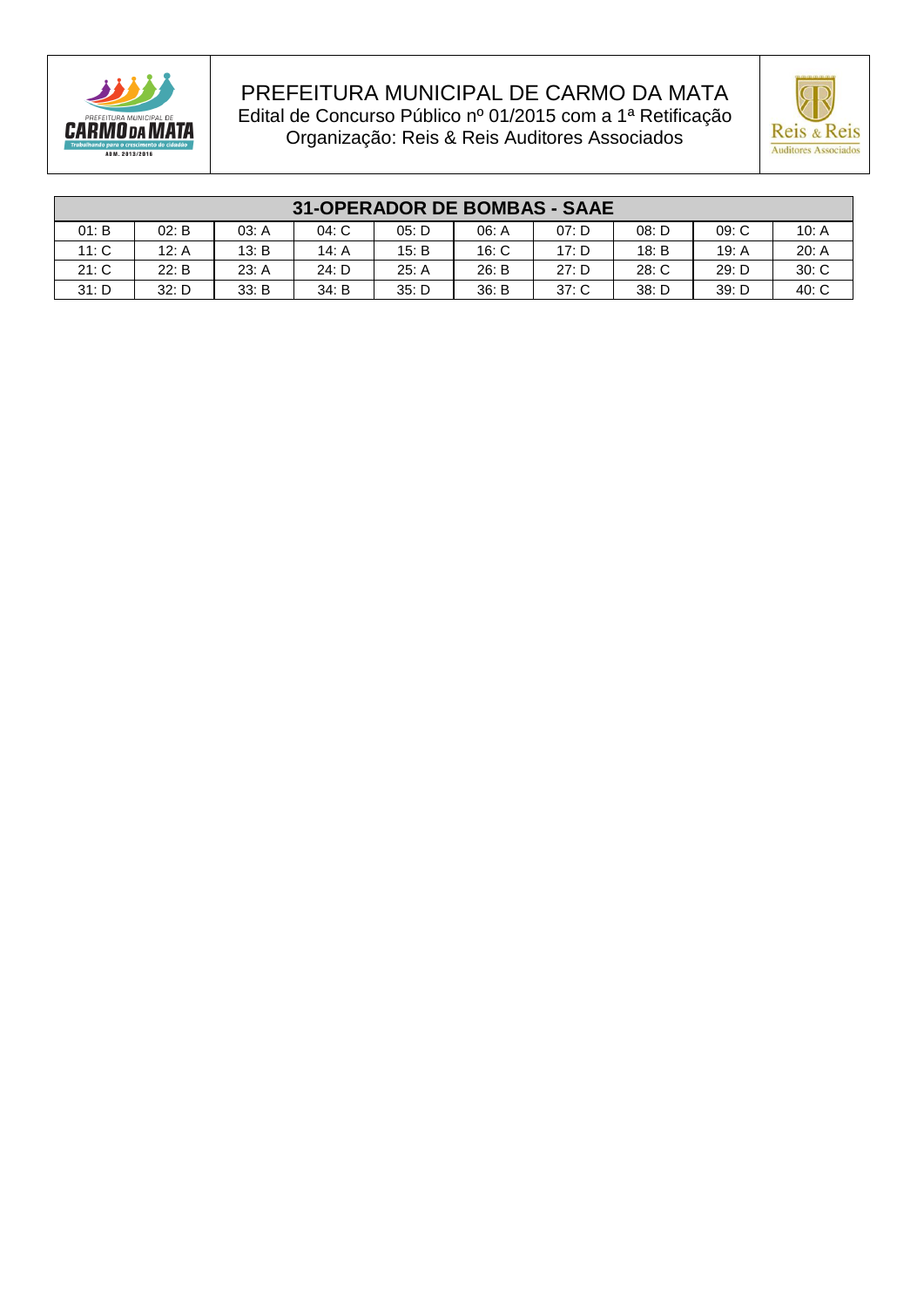PREFEITURA MUNICIPAL DE CARMO DA MATA
Edital de Concurso Público nº 01/2015 com a 1ª Retificação
Organização: Reis & Reis Auditores Associados

| **31-OPERADOR DE BOMBAS - SAAE** | | | | | | | | | |
|---|---|---|---|---|---|---|---|---|---|
| 01: B | 02: B | 03: A | 04: C | 05: D | 06: A | 07: D | 08: D | 09: C | 10: A |
| 11: C | 12: A | 13: B | 14: A | 15: B | 16: C | 17: D | 18: B | 19: A | 20: A |
| 21: C | 22: B | 23: A | 24: D | 25: A | 26: B | 27: D | 28: C | 29: D | 30: C |
| 31: D | 32: D | 33: B | 34: B | 35: D | 36: B | 37: C | 38: D | 39: D | 40: C |